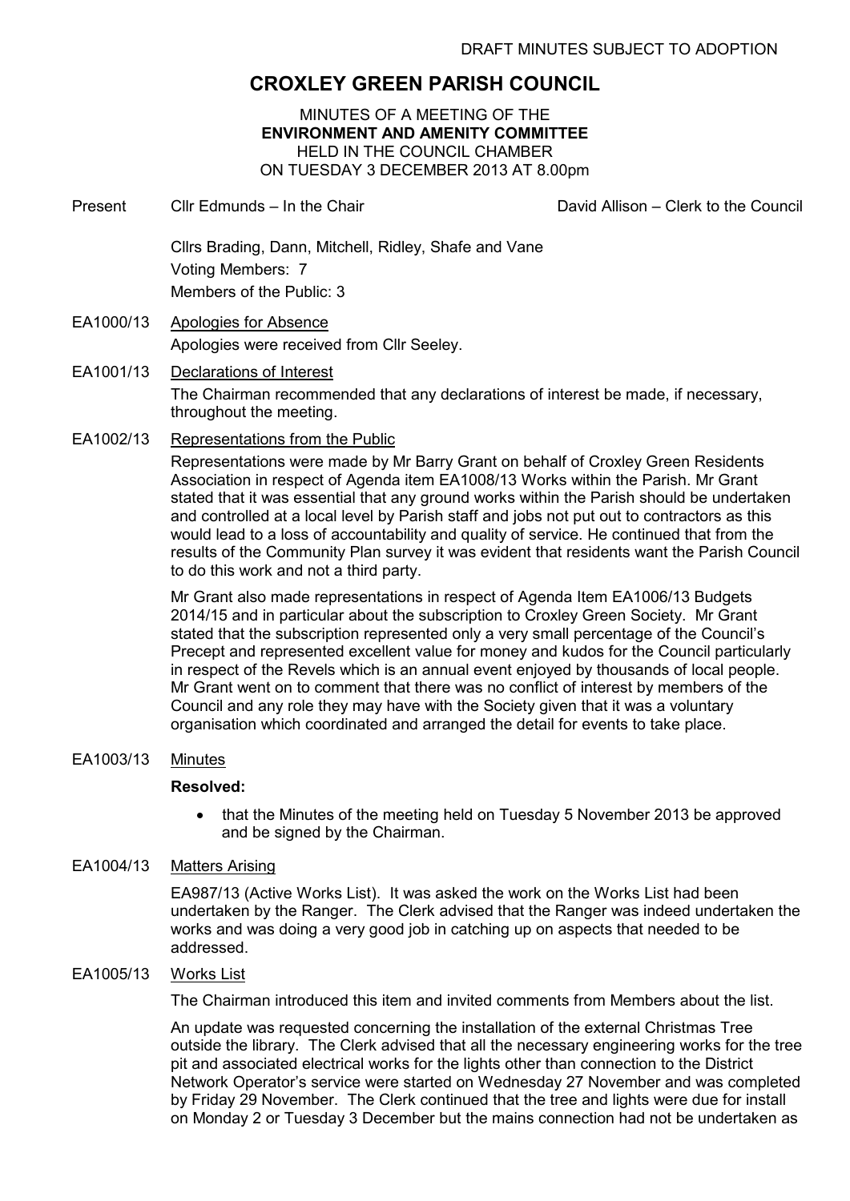DRAFT MINUTES SUBJECT TO ADOPTION

# CROXLEY GREEN PARISH COUNCIL

MINUTES OF A MEETING OF THE
**ENVIRONMENT AND AMENITY COMMITTEE**
HELD IN THE COUNCIL CHAMBER
ON TUESDAY 3 DECEMBER 2013 AT 8.00pm

Present Cllr Edmunds – In the Chair David Allison – Clerk to the Council

Cllrs Brading, Dann, Mitchell, Ridley, Shafe and Vane
Voting Members: 7
Members of the Public: 3

EA1000/13 Apologies for Absence

Apologies were received from Cllr Seeley.

EA1001/13 Declarations of Interest

The Chairman recommended that any declarations of interest be made, if necessary, throughout the meeting.

EA1002/13 Representations from the Public

Representations were made by Mr Barry Grant on behalf of Croxley Green Residents Association in respect of Agenda item EA1008/13 Works within the Parish. Mr Grant stated that it was essential that any ground works within the Parish should be undertaken and controlled at a local level by Parish staff and jobs not put out to contractors as this would lead to a loss of accountability and quality of service. He continued that from the results of the Community Plan survey it was evident that residents want the Parish Council to do this work and not a third party.

Mr Grant also made representations in respect of Agenda Item EA1006/13 Budgets 2014/15 and in particular about the subscription to Croxley Green Society. Mr Grant stated that the subscription represented only a very small percentage of the Council's Precept and represented excellent value for money and kudos for the Council particularly in respect of the Revels which is an annual event enjoyed by thousands of local people. Mr Grant went on to comment that there was no conflict of interest by members of the Council and any role they may have with the Society given that it was a voluntary organisation which coordinated and arranged the detail for events to take place.

EA1003/13 Minutes

**Resolved:**

- that the Minutes of the meeting held on Tuesday 5 November 2013 be approved and be signed by the Chairman.

EA1004/13 Matters Arising

EA987/13 (Active Works List). It was asked the work on the Works List had been undertaken by the Ranger. The Clerk advised that the Ranger was indeed undertaken the works and was doing a very good job in catching up on aspects that needed to be addressed.

EA1005/13 Works List

The Chairman introduced this item and invited comments from Members about the list.

An update was requested concerning the installation of the external Christmas Tree outside the library. The Clerk advised that all the necessary engineering works for the tree pit and associated electrical works for the lights other than connection to the District Network Operator's service were started on Wednesday 27 November and was completed by Friday 29 November. The Clerk continued that the tree and lights were due for install on Monday 2 or Tuesday 3 December but the mains connection had not be undertaken as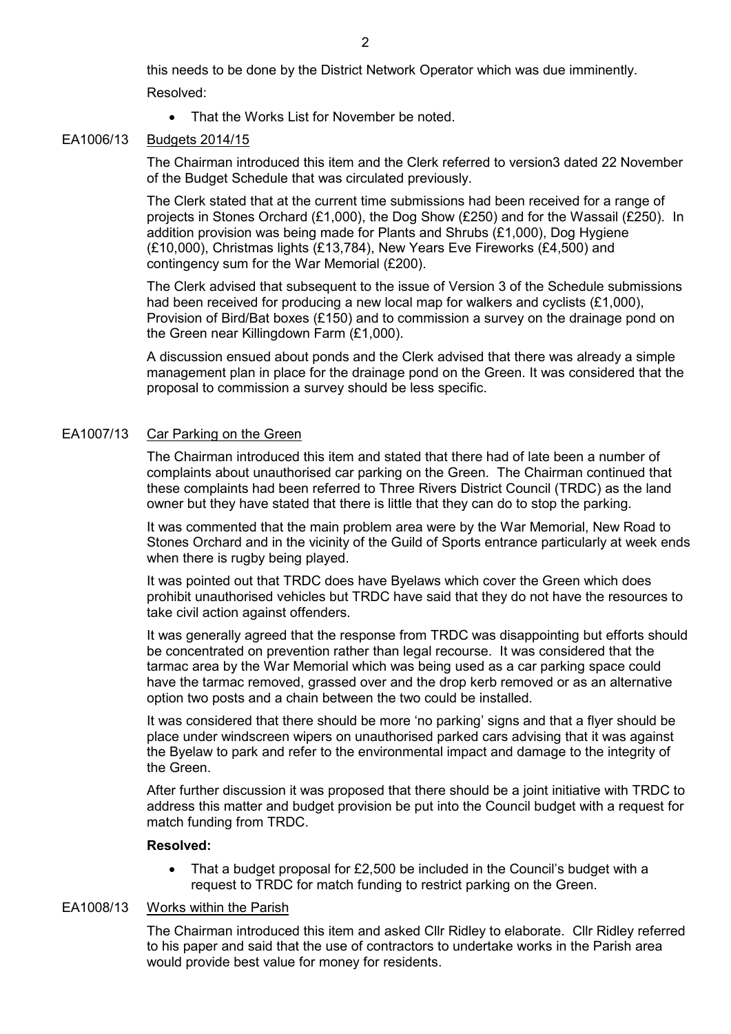this needs to be done by the District Network Operator which was due imminently.

Resolved:

- That the Works List for November be noted.

EA1006/13 Budgets 2014/15

The Chairman introduced this item and the Clerk referred to version3 dated 22 November of the Budget Schedule that was circulated previously.

The Clerk stated that at the current time submissions had been received for a range of projects in Stones Orchard (£1,000), the Dog Show (£250) and for the Wassail (£250). In addition provision was being made for Plants and Shrubs (£1,000), Dog Hygiene (£10,000), Christmas lights (£13,784), New Years Eve Fireworks (£4,500) and contingency sum for the War Memorial (£200).

The Clerk advised that subsequent to the issue of Version 3 of the Schedule submissions had been received for producing a new local map for walkers and cyclists (£1,000), Provision of Bird/Bat boxes (£150) and to commission a survey on the drainage pond on the Green near Killingdown Farm (£1,000).

A discussion ensued about ponds and the Clerk advised that there was already a simple management plan in place for the drainage pond on the Green. It was considered that the proposal to commission a survey should be less specific.

EA1007/13 Car Parking on the Green

The Chairman introduced this item and stated that there had of late been a number of complaints about unauthorised car parking on the Green. The Chairman continued that these complaints had been referred to Three Rivers District Council (TRDC) as the land owner but they have stated that there is little that they can do to stop the parking.

It was commented that the main problem area were by the War Memorial, New Road to Stones Orchard and in the vicinity of the Guild of Sports entrance particularly at week ends when there is rugby being played.

It was pointed out that TRDC does have Byelaws which cover the Green which does prohibit unauthorised vehicles but TRDC have said that they do not have the resources to take civil action against offenders.

It was generally agreed that the response from TRDC was disappointing but efforts should be concentrated on prevention rather than legal recourse. It was considered that the tarmac area by the War Memorial which was being used as a car parking space could have the tarmac removed, grassed over and the drop kerb removed or as an alternative option two posts and a chain between the two could be installed.

It was considered that there should be more 'no parking' signs and that a flyer should be place under windscreen wipers on unauthorised parked cars advising that it was against the Byelaw to park and refer to the environmental impact and damage to the integrity of the Green.

After further discussion it was proposed that there should be a joint initiative with TRDC to address this matter and budget provision be put into the Council budget with a request for match funding from TRDC.

**Resolved:**

- That a budget proposal for £2,500 be included in the Council's budget with a request to TRDC for match funding to restrict parking on the Green.

EA1008/13 Works within the Parish

The Chairman introduced this item and asked Cllr Ridley to elaborate. Cllr Ridley referred to his paper and said that the use of contractors to undertake works in the Parish area would provide best value for money for residents.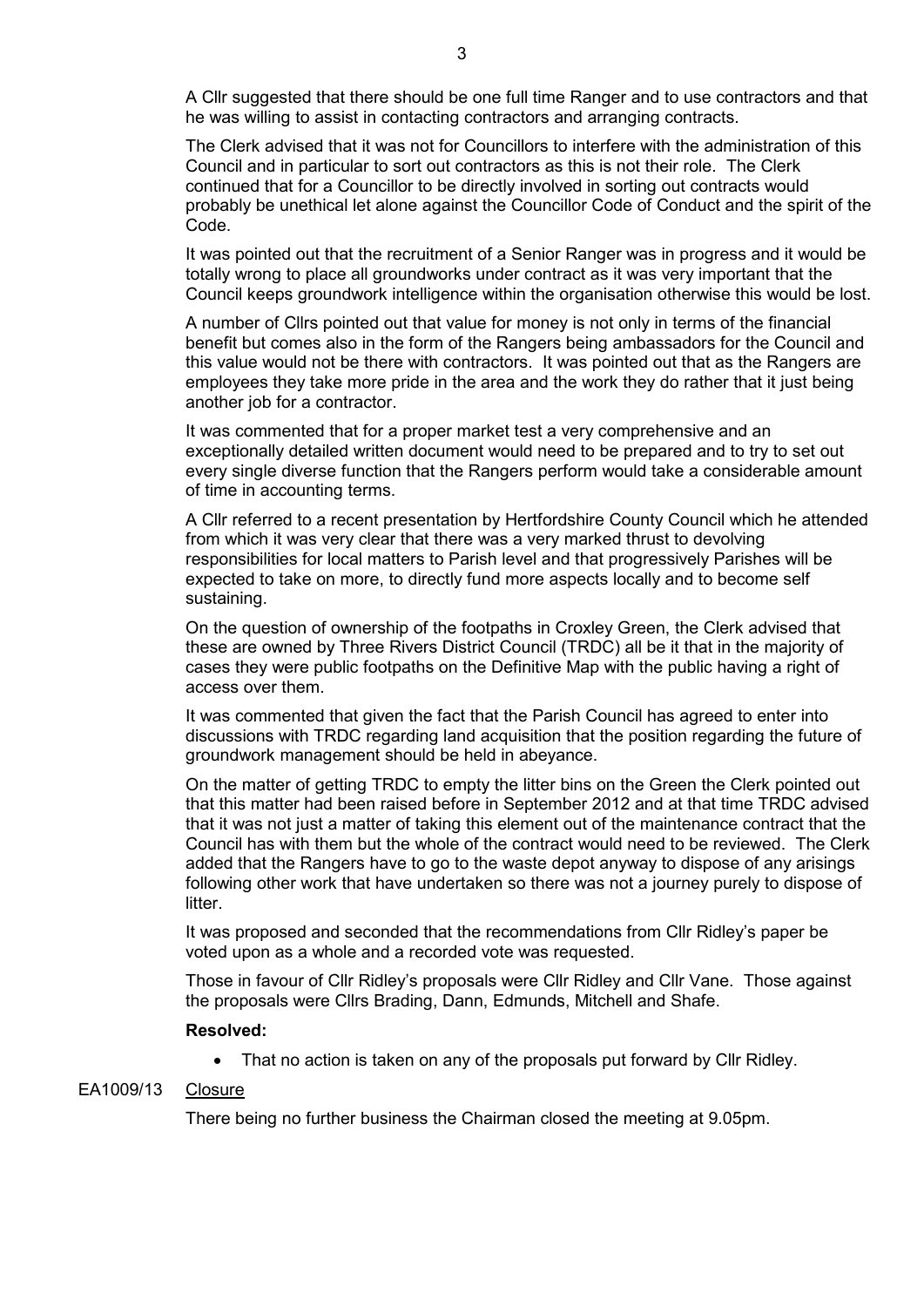A Cllr suggested that there should be one full time Ranger and to use contractors and that he was willing to assist in contacting contractors and arranging contracts.

The Clerk advised that it was not for Councillors to interfere with the administration of this Council and in particular to sort out contractors as this is not their role. The Clerk continued that for a Councillor to be directly involved in sorting out contracts would probably be unethical let alone against the Councillor Code of Conduct and the spirit of the Code.

It was pointed out that the recruitment of a Senior Ranger was in progress and it would be totally wrong to place all groundworks under contract as it was very important that the Council keeps groundwork intelligence within the organisation otherwise this would be lost.

A number of Cllrs pointed out that value for money is not only in terms of the financial benefit but comes also in the form of the Rangers being ambassadors for the Council and this value would not be there with contractors. It was pointed out that as the Rangers are employees they take more pride in the area and the work they do rather that it just being another job for a contractor.

It was commented that for a proper market test a very comprehensive and an exceptionally detailed written document would need to be prepared and to try to set out every single diverse function that the Rangers perform would take a considerable amount of time in accounting terms.

A Cllr referred to a recent presentation by Hertfordshire County Council which he attended from which it was very clear that there was a very marked thrust to devolving responsibilities for local matters to Parish level and that progressively Parishes will be expected to take on more, to directly fund more aspects locally and to become self sustaining.

On the question of ownership of the footpaths in Croxley Green, the Clerk advised that these are owned by Three Rivers District Council (TRDC) all be it that in the majority of cases they were public footpaths on the Definitive Map with the public having a right of access over them.

It was commented that given the fact that the Parish Council has agreed to enter into discussions with TRDC regarding land acquisition that the position regarding the future of groundwork management should be held in abeyance.

On the matter of getting TRDC to empty the litter bins on the Green the Clerk pointed out that this matter had been raised before in September 2012 and at that time TRDC advised that it was not just a matter of taking this element out of the maintenance contract that the Council has with them but the whole of the contract would need to be reviewed. The Clerk added that the Rangers have to go to the waste depot anyway to dispose of any arisings following other work that have undertaken so there was not a journey purely to dispose of litter.

It was proposed and seconded that the recommendations from Cllr Ridley's paper be voted upon as a whole and a recorded vote was requested.

Those in favour of Cllr Ridley's proposals were Cllr Ridley and Cllr Vane. Those against the proposals were Cllrs Brading, Dann, Edmunds, Mitchell and Shafe.

**Resolved:**

- That no action is taken on any of the proposals put forward by Cllr Ridley.

EA1009/13 Closure

There being no further business the Chairman closed the meeting at 9.05pm.